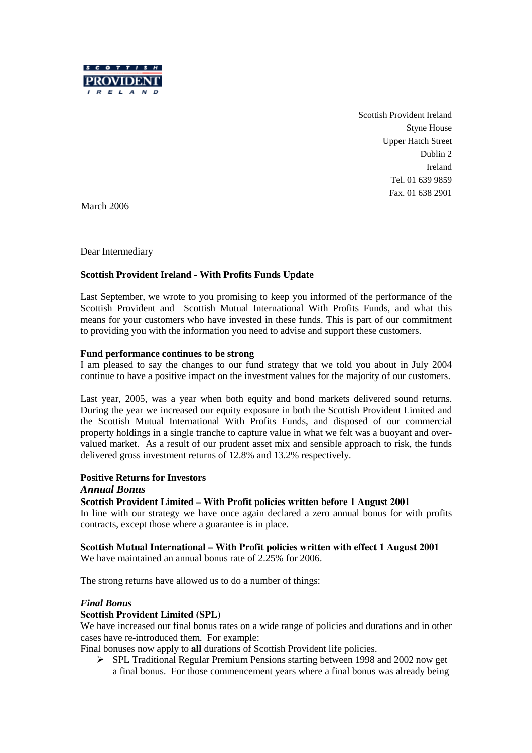Scottish Provident Ireland
Styne House
Upper Hatch Street
Dublin 2
Ireland
Tel. 01 639 9859
Fax. 01 638 2901

March 2006

Dear Intermediary

**Scottish Provident Ireland - With Profits Funds Update**

Last September, we wrote to you promising to keep you informed of the performance of the Scottish Provident and Scottish Mutual International With Profits Funds, and what this means for your customers who have invested in these funds. This is part of our commitment to providing you with the information you need to advise and support these customers.

**Fund performance continues to be strong**

I am pleased to say the changes to our fund strategy that we told you about in July 2004 continue to have a positive impact on the investment values for the majority of our customers.

Last year, 2005, was a year when both equity and bond markets delivered sound returns. During the year we increased our equity exposure in both the Scottish Provident Limited and the Scottish Mutual International With Profits Funds, and disposed of our commercial property holdings in a single tranche to capture value in what we felt was a buoyant and over-valued market. As a result of our prudent asset mix and sensible approach to risk, the funds delivered gross investment returns of 12.8% and 13.2% respectively.

**Positive Returns for Investors**

***Annual Bonus***

**Scottish Provident Limited – With Profit policies written before 1 August 2001**

In line with our strategy we have once again declared a zero annual bonus for with profits contracts, except those where a guarantee is in place.

**Scottish Mutual International – With Profit policies written with effect 1 August 2001**

We have maintained an annual bonus rate of 2.25% for 2006.

The strong returns have allowed us to do a number of things:

***Final Bonus***

**Scottish Provident Limited (SPL)**

We have increased our final bonus rates on a wide range of policies and durations and in other cases have re-introduced them. For example:

Final bonuses now apply to **all** durations of Scottish Provident life policies.

- SPL Traditional Regular Premium Pensions starting between 1998 and 2002 now get a final bonus. For those commencement years where a final bonus was already being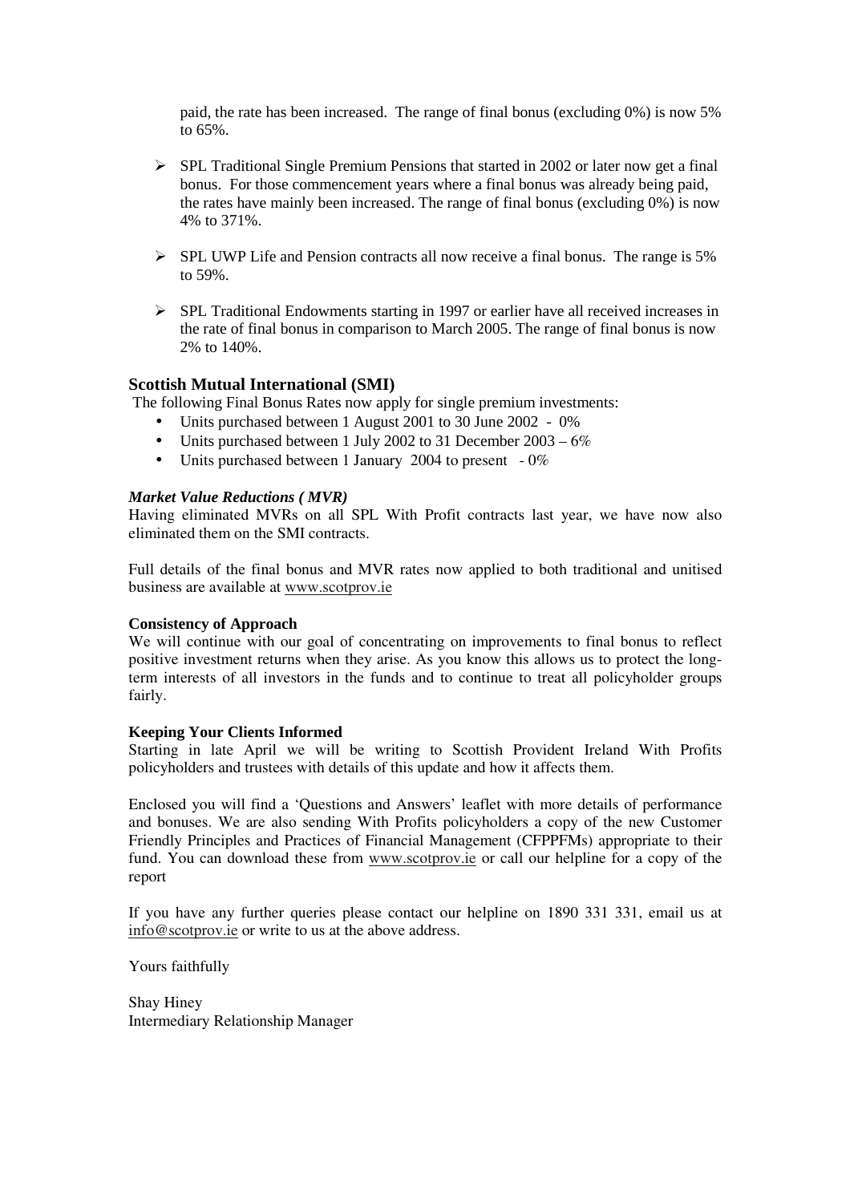paid, the rate has been increased. The range of final bonus (excluding 0%) is now 5% to 65%.

- SPL Traditional Single Premium Pensions that started in 2002 or later now get a final bonus. For those commencement years where a final bonus was already being paid, the rates have mainly been increased. The range of final bonus (excluding 0%) is now 4% to 371%.
- SPL UWP Life and Pension contracts all now receive a final bonus. The range is 5% to 59%.
- SPL Traditional Endowments starting in 1997 or earlier have all received increases in the rate of final bonus in comparison to March 2005. The range of final bonus is now 2% to 140%.

### Scottish Mutual International (SMI)

The following Final Bonus Rates now apply for single premium investments:

- Units purchased between 1 August 2001 to 30 June 2002 - 0%
- Units purchased between 1 July 2002 to 31 December 2003 – 6%
- Units purchased between 1 January 2004 to present - 0%

***Market Value Reductions ( MVR)***

Having eliminated MVRs on all SPL With Profit contracts last year, we have now also eliminated them on the SMI contracts.

Full details of the final bonus and MVR rates now applied to both traditional and unitised business are available at www.scotprov.ie

**Consistency of Approach**

We will continue with our goal of concentrating on improvements to final bonus to reflect positive investment returns when they arise. As you know this allows us to protect the long-term interests of all investors in the funds and to continue to treat all policyholder groups fairly.

**Keeping Your Clients Informed**

Starting in late April we will be writing to Scottish Provident Ireland With Profits policyholders and trustees with details of this update and how it affects them.

Enclosed you will find a 'Questions and Answers' leaflet with more details of performance and bonuses. We are also sending With Profits policyholders a copy of the new Customer Friendly Principles and Practices of Financial Management (CFPPFMs) appropriate to their fund. You can download these from www.scotprov.ie or call our helpline for a copy of the report

If you have any further queries please contact our helpline on 1890 331 331, email us at info@scotprov.ie or write to us at the above address.

Yours faithfully

Shay Hiney
Intermediary Relationship Manager